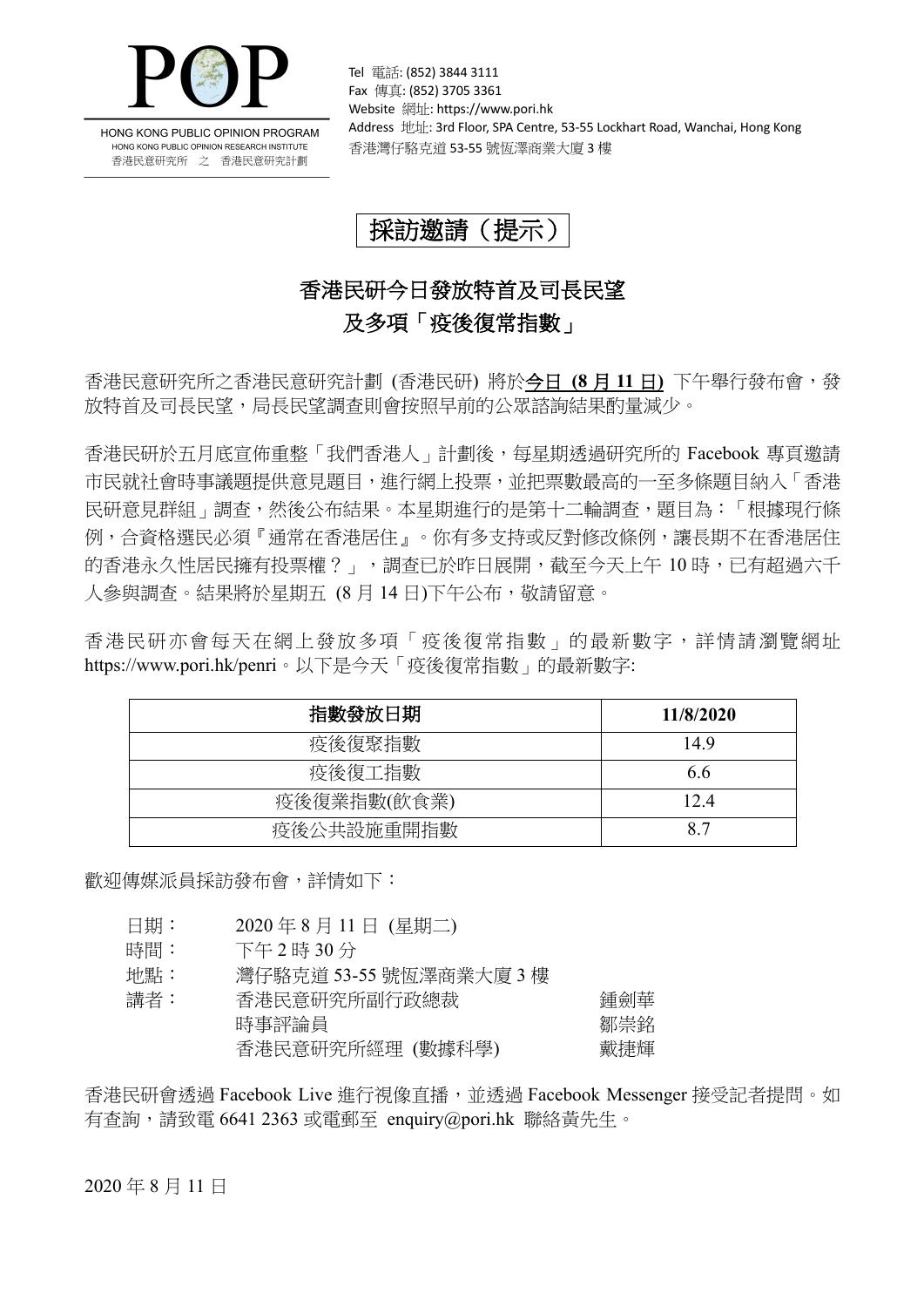HONG KONG PUBLIC OPINION PROGRAM
HONG KONG PUBLIC OPINION RESEARCH INSTITUTE
香港民意研究所 之 香港民意研究計劃

Tel 電話: (852) 3844 3111
Fax 傳真: (852) 3705 3361
Website 網址: https://www.pori.hk
Address 地址: 3rd Floor, SPA Centre, 53-55 Lockhart Road, Wanchai, Hong Kong
香港灣仔駱克道 53-55 號恆澤商業大廈 3 樓

# 採訪邀請（提示）

## 香港民研今日發放特首及司長民望
## 及多項「疫後復常指數」

香港民意研究所之香港民意研究計劃 (香港民研) 將於**今日 (8 月 11 日)** 下午舉行發布會，發放特首及司長民望，局長民望調查則會按照早前的公眾諮詢結果酌量減少。

香港民研於五月底宣佈重整「我們香港人」計劃後，每星期透過研究所的 Facebook 專頁邀請市民就社會時事議題提供意見題目，進行網上投票，並把票數最高的一至多條題目納入「香港民研意見群組」調查，然後公布結果。本星期進行的是第十二輪調查，題目為：「根據現行條例，合資格選民必須『通常在香港居住』。你有多支持或反對修改條例，讓長期不在香港居住的香港永久性居民擁有投票權？」，調查已於昨日展開，截至今天上午 10 時，已有超過六千人參與調查。結果將於星期五 (8 月 14 日)下午公布，敬請留意。

香港民研亦會每天在網上發放多項「疫後復常指數」的最新數字，詳情請瀏覽網址 https://www.pori.hk/penri。以下是今天「疫後復常指數」的最新數字:

| 指數發放日期 | 11/8/2020 |
|---|---|
| 疫後復聚指數 | 14.9 |
| 疫後復工指數 | 6.6 |
| 疫後復業指數(飲食業) | 12.4 |
| 疫後公共設施重開指數 | 8.7 |

歡迎傳媒派員採訪發布會，詳情如下：

日期： 2020 年 8 月 11 日 (星期二)
時間： 下午 2 時 30 分
地點： 灣仔駱克道 53-55 號恆澤商業大廈 3 樓
講者： 香港民意研究所副行政總裁 鍾劍華
時事評論員 鄒崇銘
香港民意研究所經理 (數據科學) 戴捷輝

香港民研會透過 Facebook Live 進行視像直播，並透過 Facebook Messenger 接受記者提問。如有查詢，請致電 6641 2363 或電郵至 enquiry@pori.hk 聯絡黃先生。

2020 年 8 月 11 日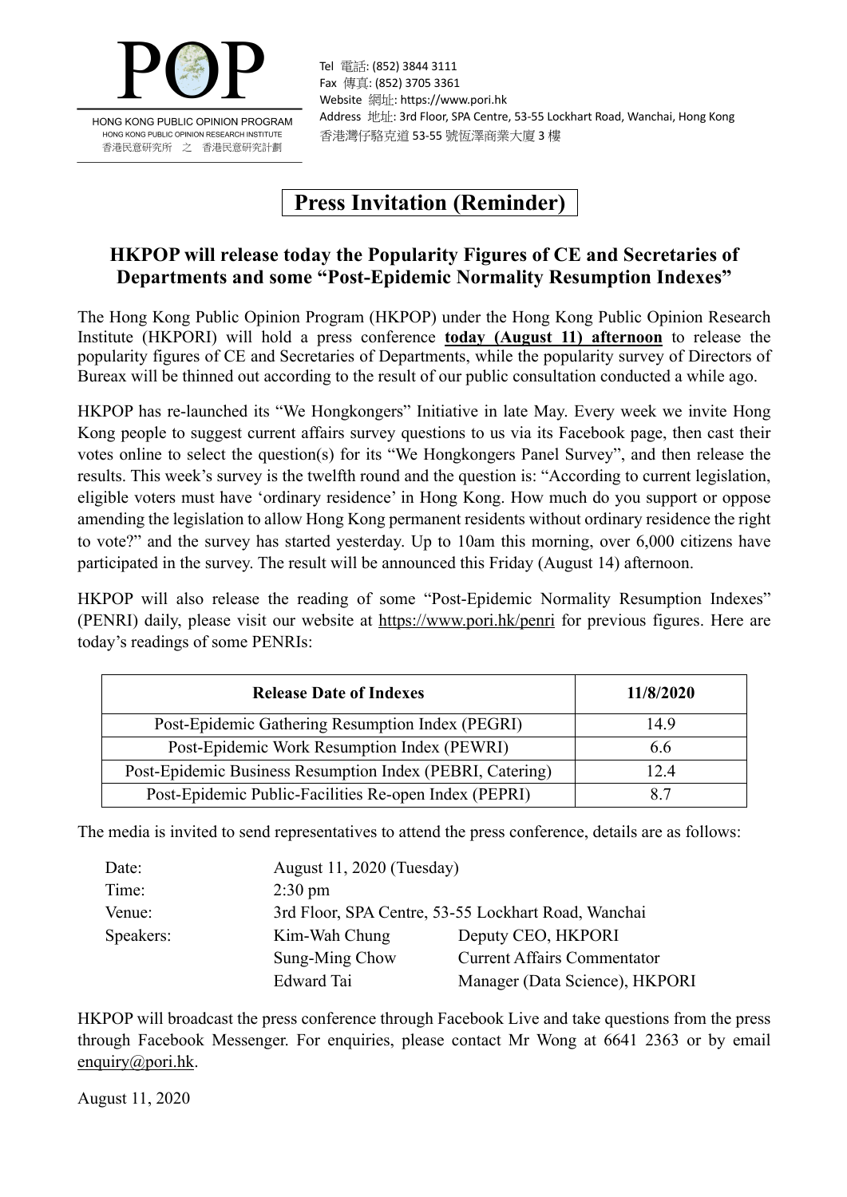POP

HONG KONG PUBLIC OPINION PROGRAM
HONG KONG PUBLIC OPINION RESEARCH INSTITUTE
香港民意研究所 之 香港民意研究計劃

Tel 電話: (852) 3844 3111
Fax 傳真: (852) 3705 3361
Website 網址: https://www.pori.hk
Address 地址: 3rd Floor, SPA Centre, 53-55 Lockhart Road, Wanchai, Hong Kong
香港灣仔駱克道 53-55 號恆澤商業大廈 3 樓

# Press Invitation (Reminder)

## HKPOP will release today the Popularity Figures of CE and Secretaries of Departments and some "Post-Epidemic Normality Resumption Indexes"

The Hong Kong Public Opinion Program (HKPOP) under the Hong Kong Public Opinion Research Institute (HKPORI) will hold a press conference **today (August 11) afternoon** to release the popularity figures of CE and Secretaries of Departments, while the popularity survey of Directors of Bureax will be thinned out according to the result of our public consultation conducted a while ago.

HKPOP has re-launched its "We Hongkongers" Initiative in late May. Every week we invite Hong Kong people to suggest current affairs survey questions to us via its Facebook page, then cast their votes online to select the question(s) for its "We Hongkongers Panel Survey", and then release the results. This week's survey is the twelfth round and the question is: "According to current legislation, eligible voters must have 'ordinary residence' in Hong Kong. How much do you support or oppose amending the legislation to allow Hong Kong permanent residents without ordinary residence the right to vote?" and the survey has started yesterday. Up to 10am this morning, over 6,000 citizens have participated in the survey. The result will be announced this Friday (August 14) afternoon.

HKPOP will also release the reading of some "Post-Epidemic Normality Resumption Indexes" (PENRI) daily, please visit our website at https://www.pori.hk/penri for previous figures. Here are today's readings of some PENRIs:

| Release Date of Indexes | 11/8/2020 |
|---|---|
| Post-Epidemic Gathering Resumption Index (PEGRI) | 14.9 |
| Post-Epidemic Work Resumption Index (PEWRI) | 6.6 |
| Post-Epidemic Business Resumption Index (PEBRI, Catering) | 12.4 |
| Post-Epidemic Public-Facilities Re-open Index (PEPRI) | 8.7 |

The media is invited to send representatives to attend the press conference, details are as follows:

| | | |
|---|---|---|
| Date: | August 11, 2020 (Tuesday) | |
| Time: | 2:30 pm | |
| Venue: | 3rd Floor, SPA Centre, 53-55 Lockhart Road, Wanchai | |
| Speakers: | Kim-Wah Chung | Deputy CEO, HKPORI |
| | Sung-Ming Chow | Current Affairs Commentator |
| | Edward Tai | Manager (Data Science), HKPORI |

HKPOP will broadcast the press conference through Facebook Live and take questions from the press through Facebook Messenger. For enquiries, please contact Mr Wong at 6641 2363 or by email enquiry@pori.hk.

August 11, 2020